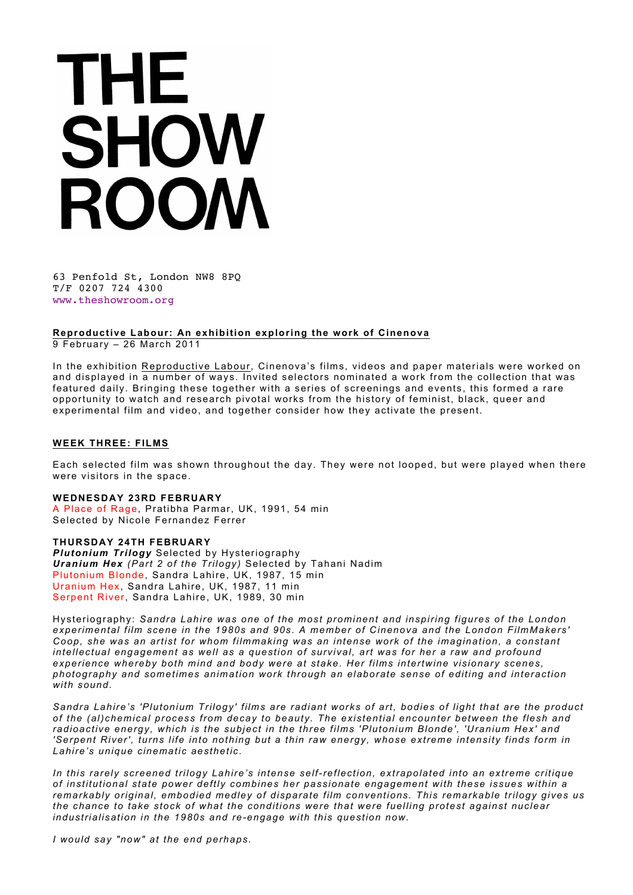# THE SHOW ROOM

63 Penfold St, London NW8 8PQ
T/F 0207 724 4300
www.theshowroom.org

**Reproductive Labour: An exhibition exploring the work of Cinenova**
9 February – 26 March 2011

In the exhibition Reproductive Labour, Cinenova's films, videos and paper materials were worked on and displayed in a number of ways. Invited selectors nominated a work from the collection that was featured daily. Bringing these together with a series of screenings and events, this formed a rare opportunity to watch and research pivotal works from the history of feminist, black, queer and experimental film and video, and together consider how they activate the present.

## WEEK THREE: FILMS

Each selected film was shown throughout the day. They were not looped, but were played when there were visitors in the space.

**WEDNESDAY 23RD FEBRUARY**
A Place of Rage, Pratibha Parmar, UK, 1991, 54 min
Selected by Nicole Fernandez Ferrer

**THURSDAY 24TH FEBRUARY**
***Plutonium Trilogy*** Selected by Hysteriography
***Uranium Hex*** *(Part 2 of the Trilogy)* Selected by Tahani Nadim
Plutonium Blonde, Sandra Lahire, UK, 1987, 15 min
Uranium Hex, Sandra Lahire, UK, 1987, 11 min
Serpent River, Sandra Lahire, UK, 1989, 30 min

Hysteriography: *Sandra Lahire was one of the most prominent and inspiring figures of the London experimental film scene in the 1980s and 90s. A member of Cinenova and the London FilmMakers' Coop, she was an artist for whom filmmaking was an intense work of the imagination, a constant intellectual engagement as well as a question of survival, art was for her a raw and profound experience whereby both mind and body were at stake. Her films intertwine visionary scenes, photography and sometimes animation work through an elaborate sense of editing and interaction with sound.*

*Sandra Lahire's 'Plutonium Trilogy' films are radiant works of art, bodies of light that are the product of the (al)chemical process from decay to beauty. The existential encounter between the flesh and radioactive energy, which is the subject in the three films 'Plutonium Blonde', 'Uranium Hex' and 'Serpent River', turns life into nothing but a thin raw energy, whose extreme intensity finds form in Lahire's unique cinematic aesthetic.*

*In this rarely screened trilogy Lahire's intense self-reflection, extrapolated into an extreme critique of institutional state power deftly combines her passionate engagement with these issues within a remarkably original, embodied medley of disparate film conventions. This remarkable trilogy gives us the chance to take stock of what the conditions were that were fuelling protest against nuclear industrialisation in the 1980s and re-engage with this question now.*

*I would say "now" at the end perhaps.*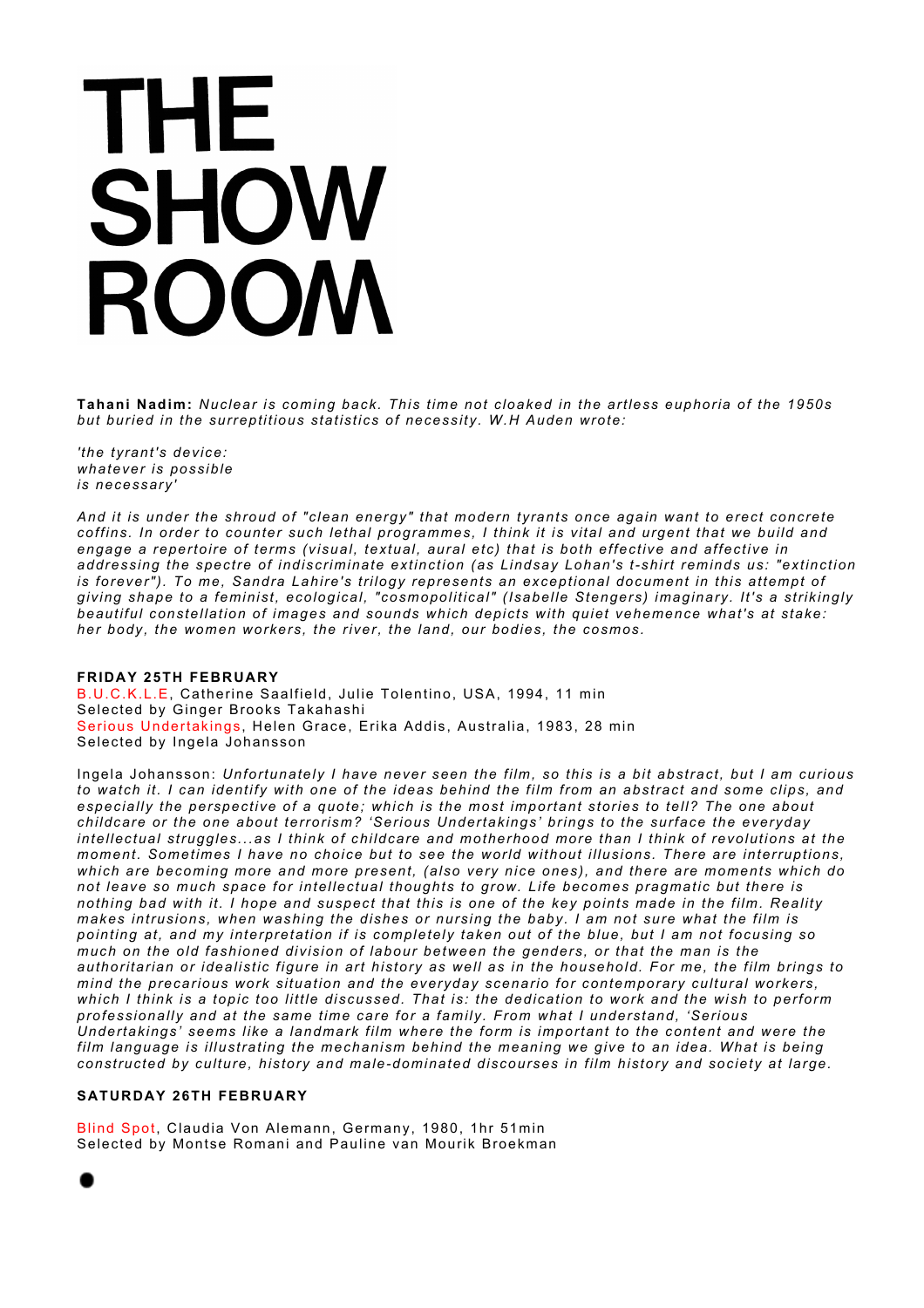# THE SHOW ROOM

**Tahani Nadim:** *Nuclear is coming back. This time not cloaked in the artless euphoria of the 1950s but buried in the surreptitious statistics of necessity. W.H Auden wrote:*

*'the tyrant's device:*
*whatever is possible*
*is necessary'*

*And it is under the shroud of "clean energy" that modern tyrants once again want to erect concrete coffins. In order to counter such lethal programmes, I think it is vital and urgent that we build and engage a repertoire of terms (visual, textual, aural etc) that is both effective and affective in addressing the spectre of indiscriminate extinction (as Lindsay Lohan's t-shirt reminds us: "extinction is forever"). To me, Sandra Lahire's trilogy represents an exceptional document in this attempt of giving shape to a feminist, ecological, "cosmopolitical" (Isabelle Stengers) imaginary. It's a strikingly beautiful constellation of images and sounds which depicts with quiet vehemence what's at stake: her body, the women workers, the river, the land, our bodies, the cosmos.*

**FRIDAY 25TH FEBRUARY**

B.U.C.K.L.E, Catherine Saalfield, Julie Tolentino, USA, 1994, 11 min
Selected by Ginger Brooks Takahashi
Serious Undertakings, Helen Grace, Erika Addis, Australia, 1983, 28 min
Selected by Ingela Johansson

Ingela Johansson: *Unfortunately I have never seen the film, so this is a bit abstract, but I am curious to watch it. I can identify with one of the ideas behind the film from an abstract and some clips, and especially the perspective of a quote; which is the most important stories to tell? The one about childcare or the one about terrorism? 'Serious Undertakings' brings to the surface the everyday intellectual struggles...as I think of childcare and motherhood more than I think of revolutions at the moment. Sometimes I have no choice but to see the world without illusions. There are interruptions, which are becoming more and more present, (also very nice ones), and there are moments which do not leave so much space for intellectual thoughts to grow. Life becomes pragmatic but there is nothing bad with it. I hope and suspect that this is one of the key points made in the film. Reality makes intrusions, when washing the dishes or nursing the baby. I am not sure what the film is pointing at, and my interpretation if is completely taken out of the blue, but I am not focusing so much on the old fashioned division of labour between the genders, or that the man is the authoritarian or idealistic figure in art history as well as in the household. For me, the film brings to mind the precarious work situation and the everyday scenario for contemporary cultural workers, which I think is a topic too little discussed. That is: the dedication to work and the wish to perform professionally and at the same time care for a family. From what I understand, 'Serious Undertakings' seems like a landmark film where the form is important to the content and were the film language is illustrating the mechanism behind the meaning we give to an idea. What is being constructed by culture, history and male-dominated discourses in film history and society at large.*

**SATURDAY 26TH FEBRUARY**

Blind Spot, Claudia Von Alemann, Germany, 1980, 1hr 51min
Selected by Montse Romani and Pauline van Mourik Broekman